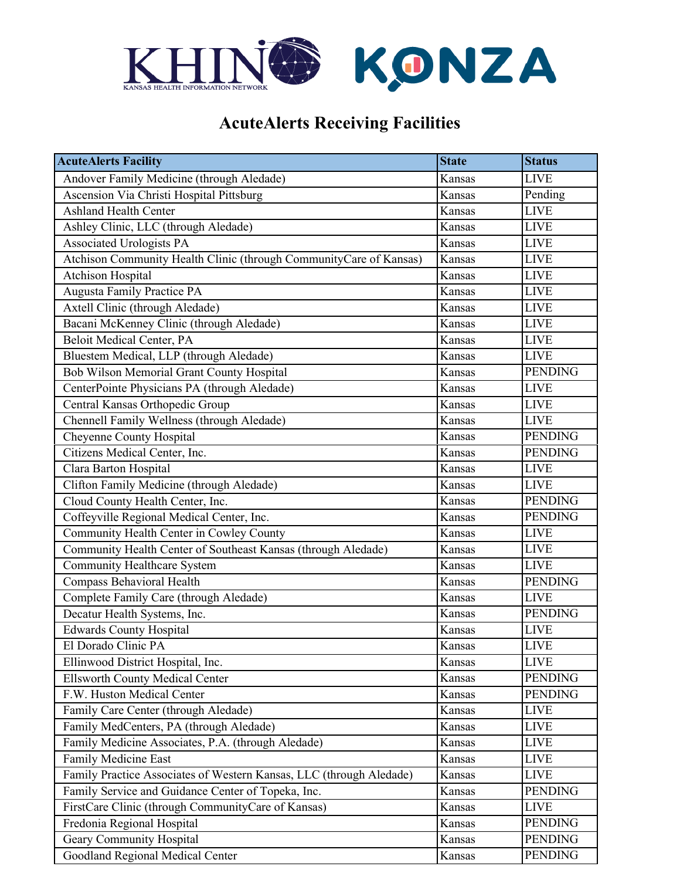# AcuteAlerts Receiving Facilities

| AcuteAlerts Facility | State | Status |
|---|---|---|
| Andover Family Medicine (through Aledade) | Kansas | LIVE |
| Ascension Via Christi Hospital Pittsburg | Kansas | Pending |
| Ashland Health Center | Kansas | LIVE |
| Ashley Clinic, LLC (through Aledade) | Kansas | LIVE |
| Associated Urologists PA | Kansas | LIVE |
| Atchison Community Health Clinic (through CommunityCare of Kansas) | Kansas | LIVE |
| Atchison Hospital | Kansas | LIVE |
| Augusta Family Practice PA | Kansas | LIVE |
| Axtell Clinic (through Aledade) | Kansas | LIVE |
| Bacani McKenney Clinic (through Aledade) | Kansas | LIVE |
| Beloit Medical Center, PA | Kansas | LIVE |
| Bluestem Medical, LLP (through Aledade) | Kansas | LIVE |
| Bob Wilson Memorial Grant County Hospital | Kansas | PENDING |
| CenterPointe Physicians PA (through Aledade) | Kansas | LIVE |
| Central Kansas Orthopedic Group | Kansas | LIVE |
| Chennell Family Wellness (through Aledade) | Kansas | LIVE |
| Cheyenne County Hospital | Kansas | PENDING |
| Citizens Medical Center, Inc. | Kansas | PENDING |
| Clara Barton Hospital | Kansas | LIVE |
| Clifton Family Medicine (through Aledade) | Kansas | LIVE |
| Cloud County Health Center, Inc. | Kansas | PENDING |
| Coffeyville Regional Medical Center, Inc. | Kansas | PENDING |
| Community Health Center in Cowley County | Kansas | LIVE |
| Community Health Center of Southeast Kansas (through Aledade) | Kansas | LIVE |
| Community Healthcare System | Kansas | LIVE |
| Compass Behavioral Health | Kansas | PENDING |
| Complete Family Care (through Aledade) | Kansas | LIVE |
| Decatur Health Systems, Inc. | Kansas | PENDING |
| Edwards County Hospital | Kansas | LIVE |
| El Dorado Clinic PA | Kansas | LIVE |
| Ellinwood District Hospital, Inc. | Kansas | LIVE |
| Ellsworth County Medical Center | Kansas | PENDING |
| F.W. Huston Medical Center | Kansas | PENDING |
| Family Care Center (through Aledade) | Kansas | LIVE |
| Family MedCenters, PA (through Aledade) | Kansas | LIVE |
| Family Medicine Associates, P.A. (through Aledade) | Kansas | LIVE |
| Family Medicine East | Kansas | LIVE |
| Family Practice Associates of Western Kansas, LLC (through Aledade) | Kansas | LIVE |
| Family Service and Guidance Center of Topeka, Inc. | Kansas | PENDING |
| FirstCare Clinic (through CommunityCare of Kansas) | Kansas | LIVE |
| Fredonia Regional Hospital | Kansas | PENDING |
| Geary Community Hospital | Kansas | PENDING |
| Goodland Regional Medical Center | Kansas | PENDING |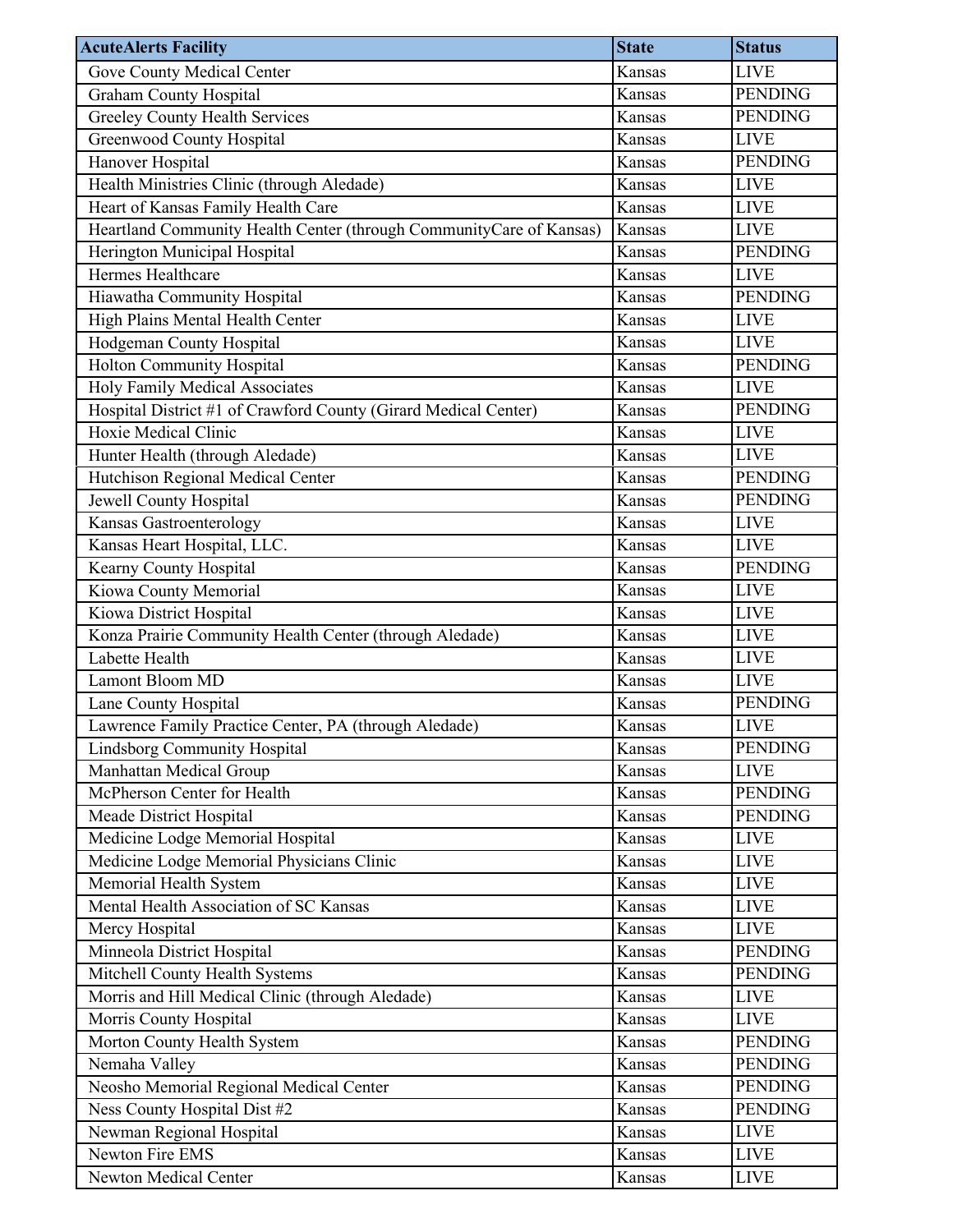| AcuteAlerts Facility | State | Status |
| --- | --- | --- |
| Gove County Medical Center | Kansas | LIVE |
| Graham County Hospital | Kansas | PENDING |
| Greeley County Health Services | Kansas | PENDING |
| Greenwood County Hospital | Kansas | LIVE |
| Hanover Hospital | Kansas | PENDING |
| Health Ministries Clinic (through Aledade) | Kansas | LIVE |
| Heart of Kansas Family Health Care | Kansas | LIVE |
| Heartland Community Health Center (through CommunityCare of Kansas) | Kansas | LIVE |
| Herington Municipal Hospital | Kansas | PENDING |
| Hermes Healthcare | Kansas | LIVE |
| Hiawatha Community Hospital | Kansas | PENDING |
| High Plains Mental Health Center | Kansas | LIVE |
| Hodgeman County Hospital | Kansas | LIVE |
| Holton Community Hospital | Kansas | PENDING |
| Holy Family Medical Associates | Kansas | LIVE |
| Hospital District #1 of Crawford County (Girard Medical Center) | Kansas | PENDING |
| Hoxie Medical Clinic | Kansas | LIVE |
| Hunter Health (through Aledade) | Kansas | LIVE |
| Hutchison Regional Medical Center | Kansas | PENDING |
| Jewell County Hospital | Kansas | PENDING |
| Kansas Gastroenterology | Kansas | LIVE |
| Kansas Heart Hospital, LLC. | Kansas | LIVE |
| Kearny County Hospital | Kansas | PENDING |
| Kiowa County Memorial | Kansas | LIVE |
| Kiowa District Hospital | Kansas | LIVE |
| Konza Prairie Community Health Center (through Aledade) | Kansas | LIVE |
| Labette Health | Kansas | LIVE |
| Lamont Bloom MD | Kansas | LIVE |
| Lane County Hospital | Kansas | PENDING |
| Lawrence Family Practice Center, PA (through Aledade) | Kansas | LIVE |
| Lindsborg Community Hospital | Kansas | PENDING |
| Manhattan Medical Group | Kansas | LIVE |
| McPherson Center for Health | Kansas | PENDING |
| Meade District Hospital | Kansas | PENDING |
| Medicine Lodge Memorial Hospital | Kansas | LIVE |
| Medicine Lodge Memorial Physicians Clinic | Kansas | LIVE |
| Memorial Health System | Kansas | LIVE |
| Mental Health Association of SC Kansas | Kansas | LIVE |
| Mercy Hospital | Kansas | LIVE |
| Minneola District Hospital | Kansas | PENDING |
| Mitchell County Health Systems | Kansas | PENDING |
| Morris and Hill Medical Clinic (through Aledade) | Kansas | LIVE |
| Morris County Hospital | Kansas | LIVE |
| Morton County Health System | Kansas | PENDING |
| Nemaha Valley | Kansas | PENDING |
| Neosho Memorial Regional Medical Center | Kansas | PENDING |
| Ness County Hospital Dist #2 | Kansas | PENDING |
| Newman Regional Hospital | Kansas | LIVE |
| Newton Fire EMS | Kansas | LIVE |
| Newton Medical Center | Kansas | LIVE |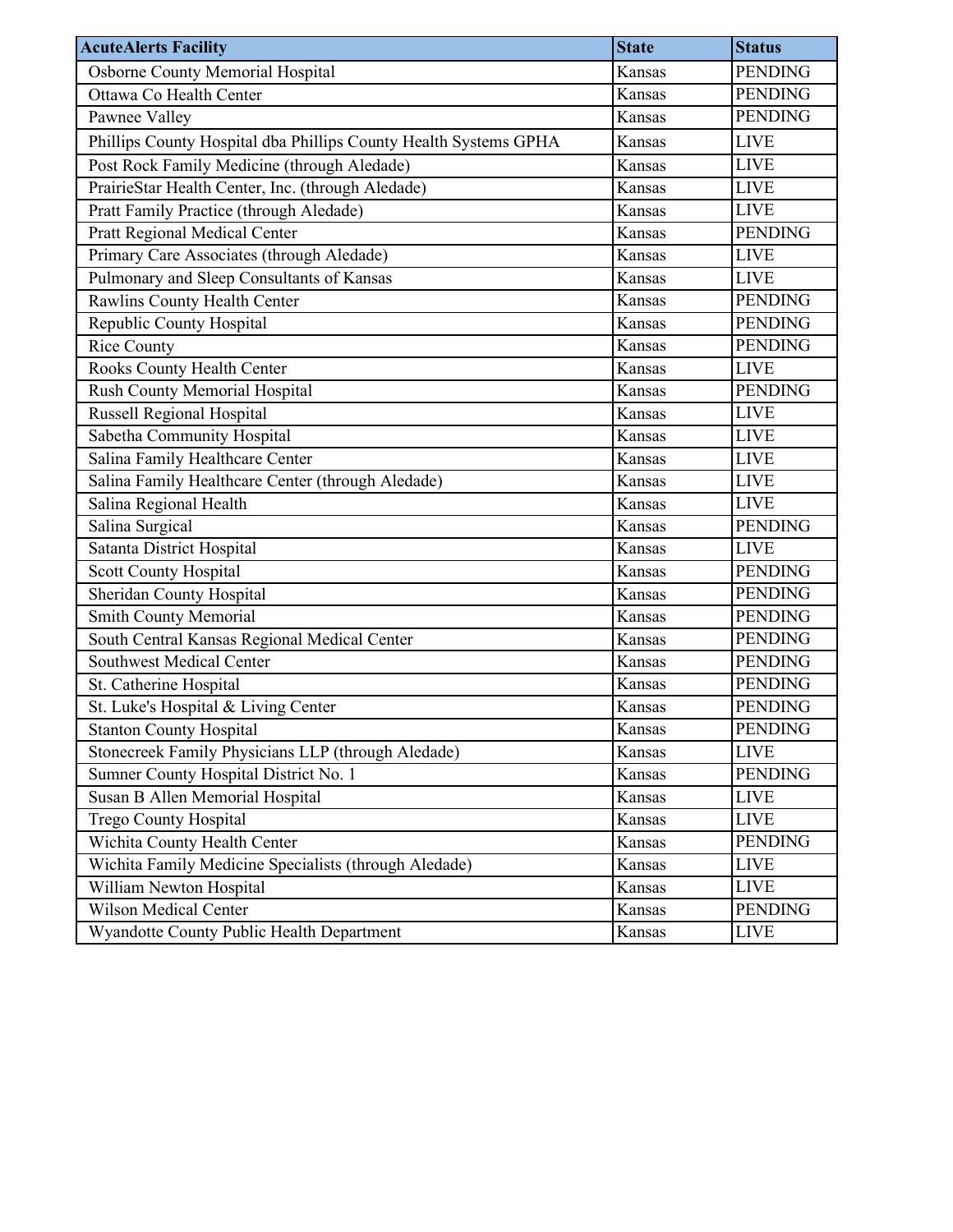| AcuteAlerts Facility | State | Status |
| --- | --- | --- |
| Osborne County Memorial Hospital | Kansas | PENDING |
| Ottawa Co Health Center | Kansas | PENDING |
| Pawnee Valley | Kansas | PENDING |
| Phillips County Hospital dba Phillips County Health Systems GPHA | Kansas | LIVE |
| Post Rock Family Medicine (through Aledade) | Kansas | LIVE |
| PrairieStar Health Center, Inc. (through Aledade) | Kansas | LIVE |
| Pratt Family Practice (through Aledade) | Kansas | LIVE |
| Pratt Regional Medical Center | Kansas | PENDING |
| Primary Care Associates (through Aledade) | Kansas | LIVE |
| Pulmonary and Sleep Consultants of Kansas | Kansas | LIVE |
| Rawlins County Health Center | Kansas | PENDING |
| Republic County Hospital | Kansas | PENDING |
| Rice County | Kansas | PENDING |
| Rooks County Health Center | Kansas | LIVE |
| Rush County Memorial Hospital | Kansas | PENDING |
| Russell Regional Hospital | Kansas | LIVE |
| Sabetha Community Hospital | Kansas | LIVE |
| Salina Family Healthcare Center | Kansas | LIVE |
| Salina Family Healthcare Center (through Aledade) | Kansas | LIVE |
| Salina Regional Health | Kansas | LIVE |
| Salina Surgical | Kansas | PENDING |
| Satanta District Hospital | Kansas | LIVE |
| Scott County Hospital | Kansas | PENDING |
| Sheridan County Hospital | Kansas | PENDING |
| Smith County Memorial | Kansas | PENDING |
| South Central Kansas Regional Medical Center | Kansas | PENDING |
| Southwest Medical Center | Kansas | PENDING |
| St. Catherine Hospital | Kansas | PENDING |
| St. Luke's Hospital & Living Center | Kansas | PENDING |
| Stanton County Hospital | Kansas | PENDING |
| Stonecreek Family Physicians LLP (through Aledade) | Kansas | LIVE |
| Sumner County Hospital District No. 1 | Kansas | PENDING |
| Susan B Allen Memorial Hospital | Kansas | LIVE |
| Trego County Hospital | Kansas | LIVE |
| Wichita County Health Center | Kansas | PENDING |
| Wichita Family Medicine Specialists (through Aledade) | Kansas | LIVE |
| William Newton Hospital | Kansas | LIVE |
| Wilson Medical Center | Kansas | PENDING |
| Wyandotte County Public Health Department | Kansas | LIVE |